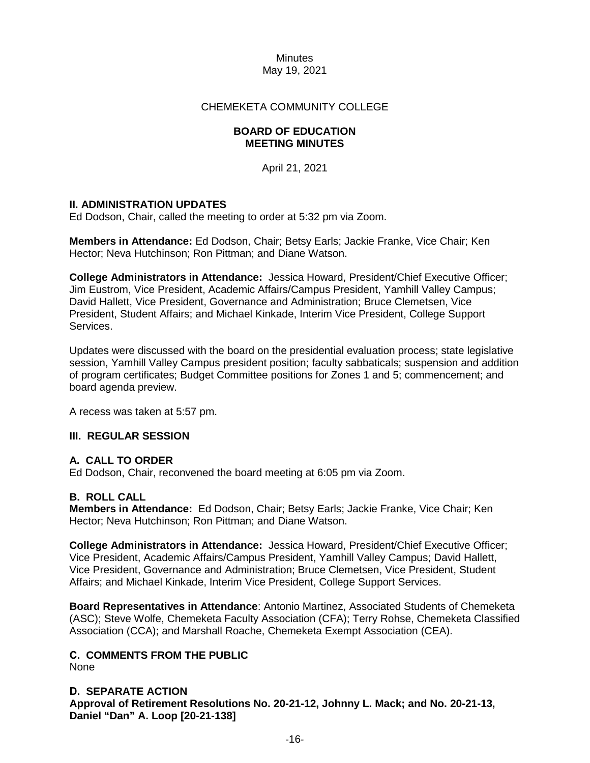Minutes
May 19, 2021

CHEMEKETA COMMUNITY COLLEGE

**BOARD OF EDUCATION**
**MEETING MINUTES**

April 21, 2021

## II. ADMINISTRATION UPDATES

Ed Dodson, Chair, called the meeting to order at 5:32 pm via Zoom.

**Members in Attendance:** Ed Dodson, Chair; Betsy Earls; Jackie Franke, Vice Chair; Ken Hector; Neva Hutchinson; Ron Pittman; and Diane Watson.

**College Administrators in Attendance:** Jessica Howard, President/Chief Executive Officer; Jim Eustrom, Vice President, Academic Affairs/Campus President, Yamhill Valley Campus; David Hallett, Vice President, Governance and Administration; Bruce Clemetsen, Vice President, Student Affairs; and Michael Kinkade, Interim Vice President, College Support Services.

Updates were discussed with the board on the presidential evaluation process; state legislative session, Yamhill Valley Campus president position; faculty sabbaticals; suspension and addition of program certificates; Budget Committee positions for Zones 1 and 5; commencement; and board agenda preview.

A recess was taken at 5:57 pm.

## III. REGULAR SESSION

### A. CALL TO ORDER

Ed Dodson, Chair, reconvened the board meeting at 6:05 pm via Zoom.

### B. ROLL CALL

**Members in Attendance:** Ed Dodson, Chair; Betsy Earls; Jackie Franke, Vice Chair; Ken Hector; Neva Hutchinson; Ron Pittman; and Diane Watson.

**College Administrators in Attendance:** Jessica Howard, President/Chief Executive Officer; Vice President, Academic Affairs/Campus President, Yamhill Valley Campus; David Hallett, Vice President, Governance and Administration; Bruce Clemetsen, Vice President, Student Affairs; and Michael Kinkade, Interim Vice President, College Support Services.

**Board Representatives in Attendance**: Antonio Martinez, Associated Students of Chemeketa (ASC); Steve Wolfe, Chemeketa Faculty Association (CFA); Terry Rohse, Chemeketa Classified Association (CCA); and Marshall Roache, Chemeketa Exempt Association (CEA).

### C. COMMENTS FROM THE PUBLIC

None

### D. SEPARATE ACTION

**Approval of Retirement Resolutions No. 20-21-12, Johnny L. Mack; and No. 20-21-13, Daniel "Dan" A. Loop [20-21-138]**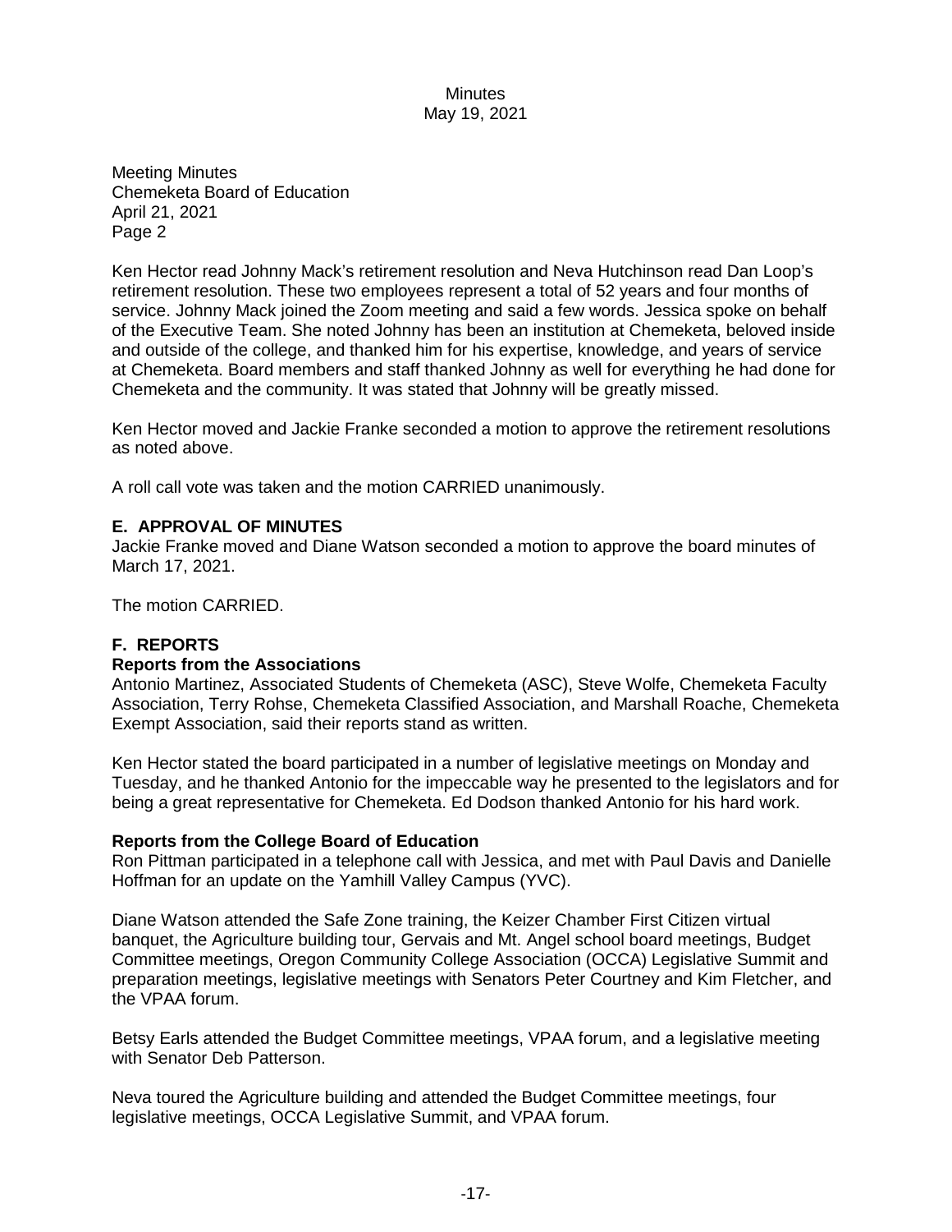Meeting Minutes
Chemeketa Board of Education
April 21, 2021
Page 2

Ken Hector read Johnny Mack's retirement resolution and Neva Hutchinson read Dan Loop's retirement resolution. These two employees represent a total of 52 years and four months of service. Johnny Mack joined the Zoom meeting and said a few words. Jessica spoke on behalf of the Executive Team. She noted Johnny has been an institution at Chemeketa, beloved inside and outside of the college, and thanked him for his expertise, knowledge, and years of service at Chemeketa. Board members and staff thanked Johnny as well for everything he had done for Chemeketa and the community. It was stated that Johnny will be greatly missed.

Ken Hector moved and Jackie Franke seconded a motion to approve the retirement resolutions as noted above.

A roll call vote was taken and the motion CARRIED unanimously.

## E. APPROVAL OF MINUTES

Jackie Franke moved and Diane Watson seconded a motion to approve the board minutes of March 17, 2021.

The motion CARRIED.

## F. REPORTS

### Reports from the Associations

Antonio Martinez, Associated Students of Chemeketa (ASC), Steve Wolfe, Chemeketa Faculty Association, Terry Rohse, Chemeketa Classified Association, and Marshall Roache, Chemeketa Exempt Association, said their reports stand as written.

Ken Hector stated the board participated in a number of legislative meetings on Monday and Tuesday, and he thanked Antonio for the impeccable way he presented to the legislators and for being a great representative for Chemeketa. Ed Dodson thanked Antonio for his hard work.

### Reports from the College Board of Education

Ron Pittman participated in a telephone call with Jessica, and met with Paul Davis and Danielle Hoffman for an update on the Yamhill Valley Campus (YVC).

Diane Watson attended the Safe Zone training, the Keizer Chamber First Citizen virtual banquet, the Agriculture building tour, Gervais and Mt. Angel school board meetings, Budget Committee meetings, Oregon Community College Association (OCCA) Legislative Summit and preparation meetings, legislative meetings with Senators Peter Courtney and Kim Fletcher, and the VPAA forum.

Betsy Earls attended the Budget Committee meetings, VPAA forum, and a legislative meeting with Senator Deb Patterson.

Neva toured the Agriculture building and attended the Budget Committee meetings, four legislative meetings, OCCA Legislative Summit, and VPAA forum.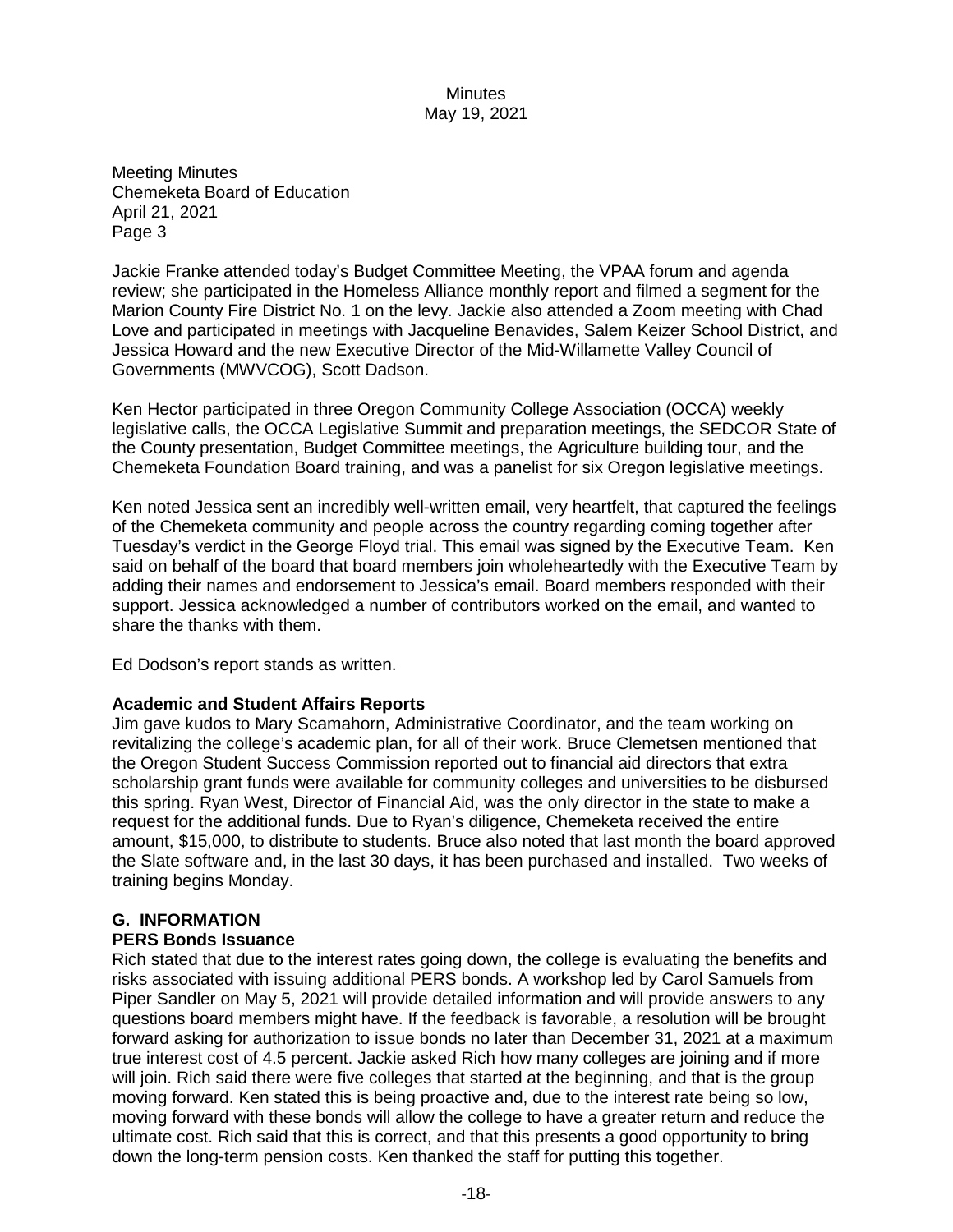Meeting Minutes
Chemeketa Board of Education
April 21, 2021
Page 3

Jackie Franke attended today's Budget Committee Meeting, the VPAA forum and agenda review; she participated in the Homeless Alliance monthly report and filmed a segment for the Marion County Fire District No. 1 on the levy. Jackie also attended a Zoom meeting with Chad Love and participated in meetings with Jacqueline Benavides, Salem Keizer School District, and Jessica Howard and the new Executive Director of the Mid-Willamette Valley Council of Governments (MWVCOG), Scott Dadson.

Ken Hector participated in three Oregon Community College Association (OCCA) weekly legislative calls, the OCCA Legislative Summit and preparation meetings, the SEDCOR State of the County presentation, Budget Committee meetings, the Agriculture building tour, and the Chemeketa Foundation Board training, and was a panelist for six Oregon legislative meetings.

Ken noted Jessica sent an incredibly well-written email, very heartfelt, that captured the feelings of the Chemeketa community and people across the country regarding coming together after Tuesday's verdict in the George Floyd trial. This email was signed by the Executive Team. Ken said on behalf of the board that board members join wholeheartedly with the Executive Team by adding their names and endorsement to Jessica's email. Board members responded with their support. Jessica acknowledged a number of contributors worked on the email, and wanted to share the thanks with them.

Ed Dodson's report stands as written.

**Academic and Student Affairs Reports**

Jim gave kudos to Mary Scamahorn, Administrative Coordinator, and the team working on revitalizing the college's academic plan, for all of their work. Bruce Clemetsen mentioned that the Oregon Student Success Commission reported out to financial aid directors that extra scholarship grant funds were available for community colleges and universities to be disbursed this spring. Ryan West, Director of Financial Aid, was the only director in the state to make a request for the additional funds. Due to Ryan's diligence, Chemeketa received the entire amount, $15,000, to distribute to students. Bruce also noted that last month the board approved the Slate software and, in the last 30 days, it has been purchased and installed. Two weeks of training begins Monday.

## G. INFORMATION

**PERS Bonds Issuance**

Rich stated that due to the interest rates going down, the college is evaluating the benefits and risks associated with issuing additional PERS bonds. A workshop led by Carol Samuels from Piper Sandler on May 5, 2021 will provide detailed information and will provide answers to any questions board members might have. If the feedback is favorable, a resolution will be brought forward asking for authorization to issue bonds no later than December 31, 2021 at a maximum true interest cost of 4.5 percent. Jackie asked Rich how many colleges are joining and if more will join. Rich said there were five colleges that started at the beginning, and that is the group moving forward. Ken stated this is being proactive and, due to the interest rate being so low, moving forward with these bonds will allow the college to have a greater return and reduce the ultimate cost. Rich said that this is correct, and that this presents a good opportunity to bring down the long-term pension costs. Ken thanked the staff for putting this together.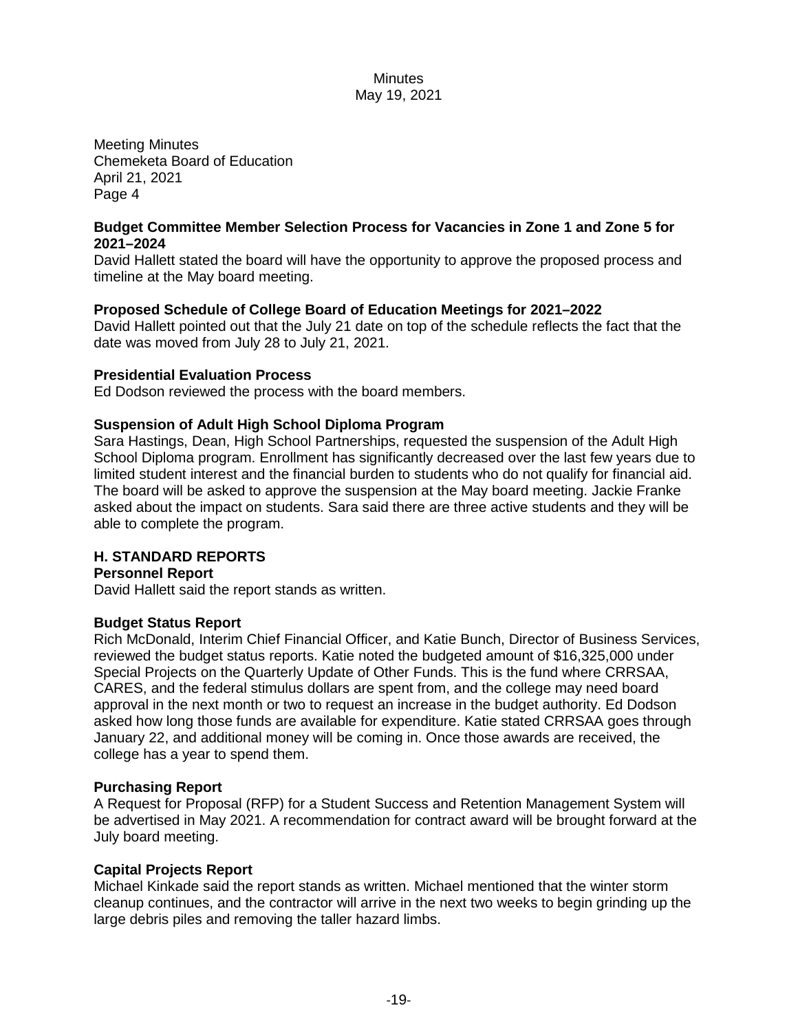Meeting Minutes
Chemeketa Board of Education
April 21, 2021
Page 4

**Budget Committee Member Selection Process for Vacancies in Zone 1 and Zone 5 for 2021–2024**
David Hallett stated the board will have the opportunity to approve the proposed process and timeline at the May board meeting.

**Proposed Schedule of College Board of Education Meetings for 2021–2022**
David Hallett pointed out that the July 21 date on top of the schedule reflects the fact that the date was moved from July 28 to July 21, 2021.

**Presidential Evaluation Process**
Ed Dodson reviewed the process with the board members.

**Suspension of Adult High School Diploma Program**
Sara Hastings, Dean, High School Partnerships, requested the suspension of the Adult High School Diploma program. Enrollment has significantly decreased over the last few years due to limited student interest and the financial burden to students who do not qualify for financial aid. The board will be asked to approve the suspension at the May board meeting. Jackie Franke asked about the impact on students. Sara said there are three active students and they will be able to complete the program.

## H. STANDARD REPORTS

**Personnel Report**
David Hallett said the report stands as written.

**Budget Status Report**
Rich McDonald, Interim Chief Financial Officer, and Katie Bunch, Director of Business Services, reviewed the budget status reports. Katie noted the budgeted amount of $16,325,000 under Special Projects on the Quarterly Update of Other Funds. This is the fund where CRRSAA, CARES, and the federal stimulus dollars are spent from, and the college may need board approval in the next month or two to request an increase in the budget authority. Ed Dodson asked how long those funds are available for expenditure. Katie stated CRRSAA goes through January 22, and additional money will be coming in. Once those awards are received, the college has a year to spend them.

**Purchasing Report**
A Request for Proposal (RFP) for a Student Success and Retention Management System will be advertised in May 2021. A recommendation for contract award will be brought forward at the July board meeting.

**Capital Projects Report**
Michael Kinkade said the report stands as written. Michael mentioned that the winter storm cleanup continues, and the contractor will arrive in the next two weeks to begin grinding up the large debris piles and removing the taller hazard limbs.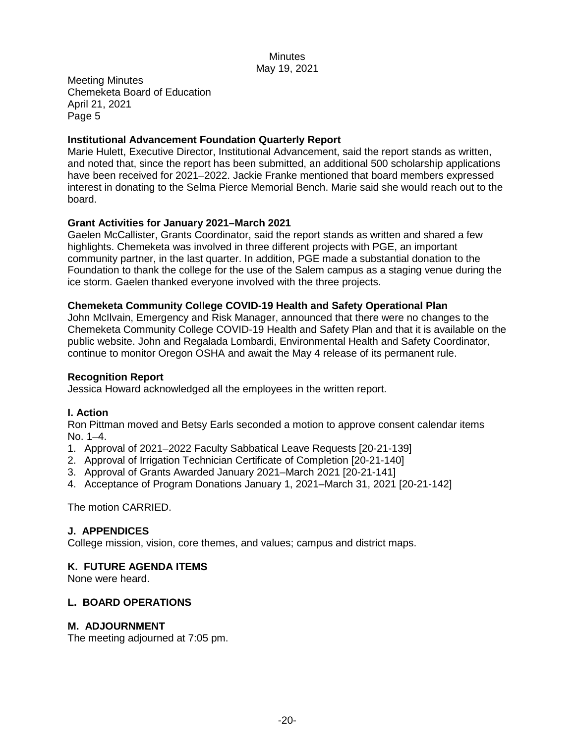Meeting Minutes
Chemeketa Board of Education
April 21, 2021
Page 5

**Institutional Advancement Foundation Quarterly Report**
Marie Hulett, Executive Director, Institutional Advancement, said the report stands as written, and noted that, since the report has been submitted, an additional 500 scholarship applications have been received for 2021–2022. Jackie Franke mentioned that board members expressed interest in donating to the Selma Pierce Memorial Bench. Marie said she would reach out to the board.

**Grant Activities for January 2021–March 2021**
Gaelen McCallister, Grants Coordinator, said the report stands as written and shared a few highlights. Chemeketa was involved in three different projects with PGE, an important community partner, in the last quarter. In addition, PGE made a substantial donation to the Foundation to thank the college for the use of the Salem campus as a staging venue during the ice storm. Gaelen thanked everyone involved with the three projects.

**Chemeketa Community College COVID-19 Health and Safety Operational Plan**
John McIlvain, Emergency and Risk Manager, announced that there were no changes to the Chemeketa Community College COVID-19 Health and Safety Plan and that it is available on the public website. John and Regalada Lombardi, Environmental Health and Safety Coordinator, continue to monitor Oregon OSHA and await the May 4 release of its permanent rule.

**Recognition Report**
Jessica Howard acknowledged all the employees in the written report.

## I. Action

Ron Pittman moved and Betsy Earls seconded a motion to approve consent calendar items No. 1–4.

1. Approval of 2021–2022 Faculty Sabbatical Leave Requests [20-21-139]
2. Approval of Irrigation Technician Certificate of Completion [20-21-140]
3. Approval of Grants Awarded January 2021–March 2021 [20-21-141]
4. Acceptance of Program Donations January 1, 2021–March 31, 2021 [20-21-142]

The motion CARRIED.

## J. APPENDICES

College mission, vision, core themes, and values; campus and district maps.

## K. FUTURE AGENDA ITEMS

None were heard.

## L. BOARD OPERATIONS

## M. ADJOURNMENT

The meeting adjourned at 7:05 pm.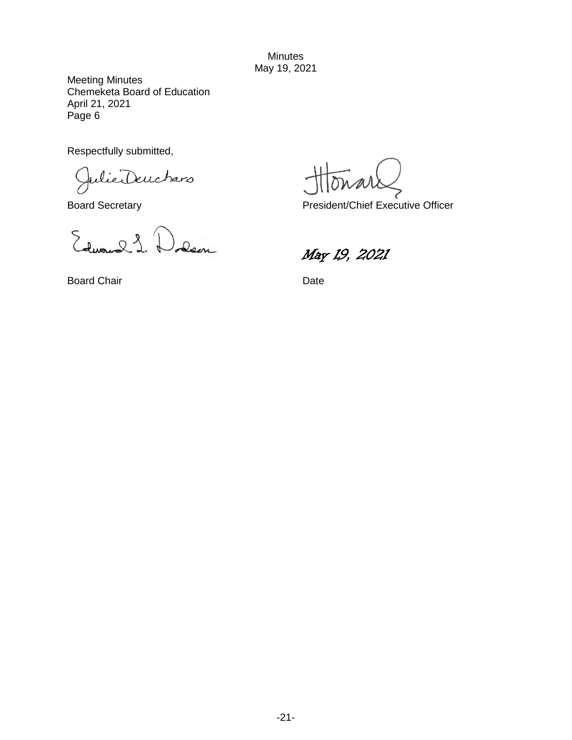Meeting Minutes
Chemeketa Board of Education
April 21, 2021
Page 6

Respectfully submitted,

Julie Deuchars

Board Secretary

Edward L. Dodson

Board Chair

JHoward

President/Chief Executive Officer

*May 19, 2021*

Date